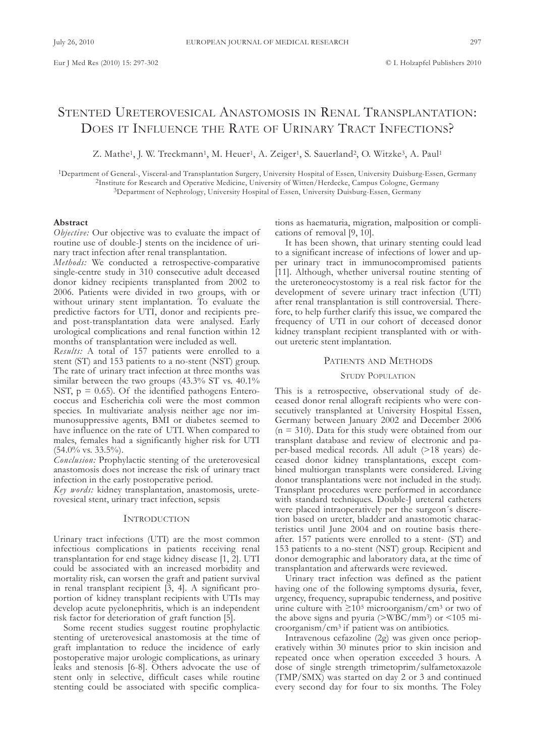# Stented Ureterovesical Anastomosis in Renal Transplantation: Does it Influence the Rate of Urinary Tract Infections?

Z. Mathe[1], J. W. Treckmann[1], M. Heuer[1], A. Zeiger[1], S. Sauerland[2], O. Witzke[3], A. Paul[1]

[1]Department of General-, Visceral-and Transplantation Surgery, University Hospital of Essen, University Duisburg-Essen, Germany
[2]Institute for Research and Operative Medicine, University of Witten/Herdecke, Campus Cologne, Germany
[3]Department of Nephrology, University Hospital of Essen, University Duisburg-Essen, Germany

## Abstract

*Objective:* Our objective was to evaluate the impact of routine use of double-J stents on the incidence of urinary tract infection after renal transplantation.

*Methods:* We conducted a retrospective-comparative single-centre study in 310 consecutive adult deceased donor kidney recipients transplanted from 2002 to 2006. Patients were divided in two groups, with or without urinary stent implantation. To evaluate the predictive factors for UTI, donor and recipients pre- and post-transplantation data were analysed. Early urological complications and renal function within 12 months of transplantation were included as well.

*Results:* A total of 157 patients were enrolled to a stent (ST) and 153 patients to a no-stent (NST) group. The rate of urinary tract infection at three months was similar between the two groups (43.3% ST vs. 40.1% NST, $p = 0.65$). Of the identified pathogens Enterococcus and Escherichia coli were the most common species. In multivariate analysis neither age nor immunosuppressive agents, BMI or diabetes seemed to have influence on the rate of UTI. When compared to males, females had a significantly higher risk for UTI (54.0% vs. 33.5%).

*Conclusion:* Prophylactic stenting of the ureterovesical anastomosis does not increase the risk of urinary tract infection in the early postoperative period.

*Key words:* kidney transplantation, anastomosis, ureterovesical stent, urinary tract infection, sepsis

## Introduction

Urinary tract infections (UTI) are the most common infectious complications in patients receiving renal transplantation for end stage kidney disease [1, 2]. UTI could be associated with an increased morbidity and mortality risk, can worsen the graft and patient survival in renal transplant recipient [3, 4]. A significant proportion of kidney transplant recipients with UTIs may develop acute pyelonephritis, which is an independent risk factor for deterioration of graft function [5].

Some recent studies suggest routine prophylactic stenting of ureterovesical anastomosis at the time of graft implantation to reduce the incidence of early postoperative major urologic complications, as urinary leaks and stenosis [6-8]. Others advocate the use of stent only in selective, difficult cases while routine stenting could be associated with specific complications as haematuria, migration, malposition or complications of removal [9, 10].

It has been shown, that urinary stenting could lead to a significant increase of infections of lower and upper urinary tract in immunocompromised patients [11]. Although, whether universal routine stenting of the ureteroneocystostomy is a real risk factor for the development of severe urinary tract infection (UTI) after renal transplantation is still controversial. Therefore, to help further clarify this issue, we compared the frequency of UTI in our cohort of deceased donor kidney transplant recipient transplanted with or without ureteric stent implantation.

## Patients and Methods

### Study Population

This is a retrospective, observational study of deceased donor renal allograft recipients who were consecutively transplanted at University Hospital Essen, Germany between January 2002 and December 2006 ($n = 310$). Data for this study were obtained from our transplant database and review of electronic and paper-based medical records. All adult (>18 years) deceased donor kidney transplantations, except combined multiorgan transplants were considered. Living donor transplantations were not included in the study. Transplant procedures were performed in accordance with standard techniques. Double-J ureteral catheters were placed intraoperatively per the surgeon´s discretion based on ureter, bladder and anastomotic characteristics until June 2004 and on routine basis thereafter. 157 patients were enrolled to a stent- (ST) and 153 patients to a no-stent (NST) group. Recipient and donor demographic and laboratory data, at the time of transplantation and afterwards were reviewed.

Urinary tract infection was defined as the patient having one of the following symptoms dysuria, fever, urgency, frequency, suprapubic tenderness, and positive urine culture with $\geq 10^5$ microorganism/cm$^3$ or two of the above signs and pyuria (>WBC/mm$^3$) or <105 microorganism/cm$^3$ if patient was on antibiotics.

Intravenous cefazoline (2g) was given once perioperatively within 30 minutes prior to skin incision and repeated once when operation exceeded 3 hours. A dose of single strength trimetoprim/sulfametoxazole (TMP/SMX) was started on day 2 or 3 and continued every second day for four to six months. The Foley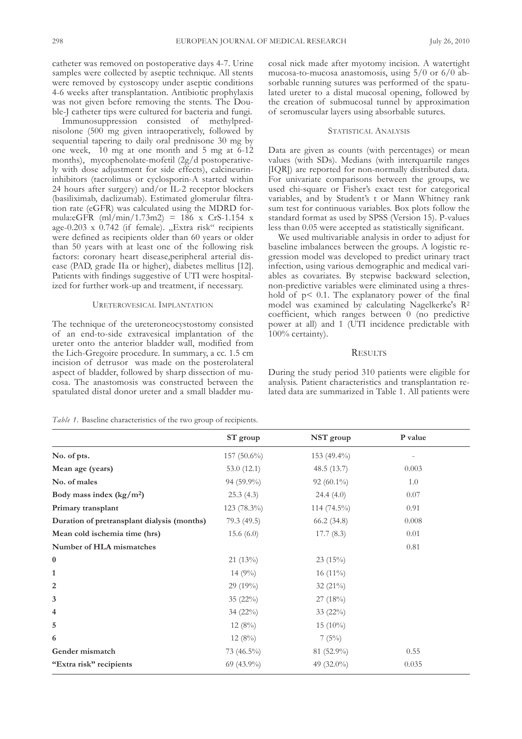catheter was removed on postoperative days 4-7. Urine samples were collected by aseptic technique. All stents were removed by cystoscopy under aseptic conditions 4-6 weeks after transplantation. Antibiotic prophylaxis was not given before removing the stents. The Double-J catheter tips were cultured for bacteria and fungi.

Immunosuppression consisted of methylprednisolone (500 mg given intraoperatively, followed by sequential tapering to daily oral prednisone 30 mg by one week, 10 mg at one month and 5 mg at 6-12 months), mycophenolate-mofetil (2g/d postoperatively with dose adjustment for side effects), calcineurin-inhibitors (tacrolimus or cyclosporin-A started within 24 hours after surgery) and/or IL-2 receptor blockers (basiliximab, daclizumab). Estimated glomerular filtration rate (eGFR) was calculated using the MDRD formula: $eGFR\ (ml/min/1.73m^2) = 186 \times CrS^{-1.154} \times age^{-0.203} \times 0.742$ (if female). „Extra risk" recipients were defined as recipients older than 60 years or older than 50 years with at least one of the following risk factors: coronary heart disease, peripheral arterial disease (PAD, grade IIa or higher), diabetes mellitus [12]. Patients with findings suggestive of UTI were hospitalized for further work-up and treatment, if necessary.

## Ureterovesical Implantation

The technique of the ureteroneocystostomy consisted of an end-to-side extravesical implantation of the ureter onto the anterior bladder wall, modified from the Lich-Gregoire procedure. In summary, a cc. 1.5 cm incision of detrusor was made on the posterolateral aspect of bladder, followed by sharp dissection of mucosa. The anastomosis was constructed between the spatulated distal donor ureter and a small bladder mucosal nick made after myotomy incision. A watertight mucosa-to-mucosa anastomosis, using 5/0 or 6/0 absorbable running sutures was performed of the spatulated ureter to a distal mucosal opening, followed by the creation of submucosal tunnel by approximation of seromuscular layers using absorbable sutures.

## Statistical Analysis

Data are given as counts (with percentages) or mean values (with SDs). Medians (with interquartile ranges [IQR]) are reported for non-normally distributed data. For univariate comparisons between the groups, we used chi-square or Fisher's exact test for categorical variables, and by Student's t or Mann Whitney rank sum test for continuous variables. Box plots follow the standard format as used by SPSS (Version 15). P-values less than 0.05 were accepted as statistically significant.

We used multivariable analysis in order to adjust for baseline imbalances between the groups. A logistic regression model was developed to predict urinary tract infection, using various demographic and medical variables as covariates. By stepwise backward selection, non-predictive variables were eliminated using a threshold of $p < 0.1$. The explanatory power of the final model was examined by calculating Nagelkerke's $R^2$ coefficient, which ranges between 0 (no predictive power at all) and 1 (UTI incidence predictable with 100% certainty).

## Results

During the study period 310 patients were eligible for analysis. Patient characteristics and transplantation related data are summarized in Table 1. All patients were

*Table 1.* Baseline characteristics of the two group of recipients.

| | ST group | NST group | P value |
|---|---|---|---|
| **No. of pts.** | 157 (50.6%) | 153 (49.4%) | - |
| **Mean age (years)** | 53.0 (12.1) | 48.5 (13.7) | 0.003 |
| **No. of males** | 94 (59.9%) | 92 (60.1%) | 1.0 |
| **Body mass index (kg/m²)** | 25.3 (4.3) | 24.4 (4.0) | 0.07 |
| **Primary transplant** | 123 (78.3%) | 114 (74.5%) | 0.91 |
| **Duration of pretransplant dialysis (months)** | 79.3 (49.5) | 66.2 (34.8) | 0.008 |
| **Mean cold ischemia time (hrs)** | 15.6 (6.0) | 17.7 (8.3) | 0.01 |
| **Number of HLA mismatches** | | | 0.81 |
| **0** | 21 (13%) | 23 (15%) | |
| **1** | 14 (9%) | 16 (11%) | |
| **2** | 29 (19%) | 32 (21%) | |
| **3** | 35 (22%) | 27 (18%) | |
| **4** | 34 (22%) | 33 (22%) | |
| **5** | 12 (8%) | 15 (10%) | |
| **6** | 12 (8%) | 7 (5%) | |
| **Gender mismatch** | 73 (46.5%) | 81 (52.9%) | 0.55 |
| **"Extra risk" recipients** | 69 (43.9%) | 49 (32.0%) | 0.035 |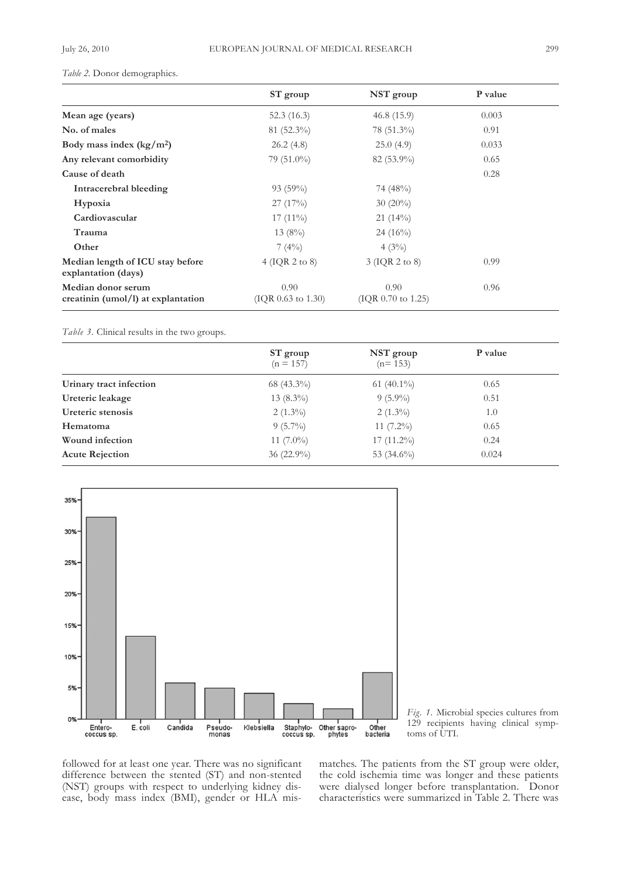*Table 2.* Donor demographics.

| | ST group | NST group | P value |
|---|---|---|---|
| **Mean age (years)** | 52.3 (16.3) | 46.8 (15.9) | 0.003 |
| **No. of males** | 81 (52.3%) | 78 (51.3%) | 0.91 |
| **Body mass index (kg/m$^2$)** | 26.2 (4.8) | 25.0 (4.9) | 0.033 |
| **Any relevant comorbidity** | 79 (51.0%) | 82 (53.9%) | 0.65 |
| **Cause of death** | | | 0.28 |
| **Intracerebral bleeding** | 93 (59%) | 74 (48%) | |
| **Hypoxia** | 27 (17%) | 30 (20%) | |
| **Cardiovascular** | 17 (11%) | 21 (14%) | |
| **Trauma** | 13 (8%) | 24 (16%) | |
| **Other** | 7 (4%) | 4 (3%) | |
| **Median length of ICU stay before explantation (days)** | 4 (IQR 2 to 8) | 3 (IQR 2 to 8) | 0.99 |
| **Median donor serum creatinin (umol/l) at explantation** | 0.90 (IQR 0.63 to 1.30) | 0.90 (IQR 0.70 to 1.25) | 0.96 |

*Table 3.* Clinical results in the two groups.

| | ST group (n = 157) | NST group (n= 153) | P value |
|---|---|---|---|
| **Urinary tract infection** | 68 (43.3%) | 61 (40.1%) | 0.65 |
| **Ureteric leakage** | 13 (8.3%) | 9 (5.9%) | 0.51 |
| **Ureteric stenosis** | 2 (1.3%) | 2 (1.3%) | 1.0 |
| **Hematoma** | 9 (5.7%) | 11 (7.2%) | 0.65 |
| **Wound infection** | 11 (7.0%) | 17 (11.2%) | 0.24 |
| **Acute Rejection** | 36 (22.9%) | 53 (34.6%) | 0.024 |

*Fig. 1.* Microbial species cultures from 129 recipients having clinical symptoms of UTI.

followed for at least one year. There was no significant difference between the stented (ST) and non-stented (NST) groups with respect to underlying kidney disease, body mass index (BMI), gender or HLA mismatches. The patients from the ST group were older, the cold ischemia time was longer and these patients were dialysed longer before transplantation. Donor characteristics were summarized in Table 2. There was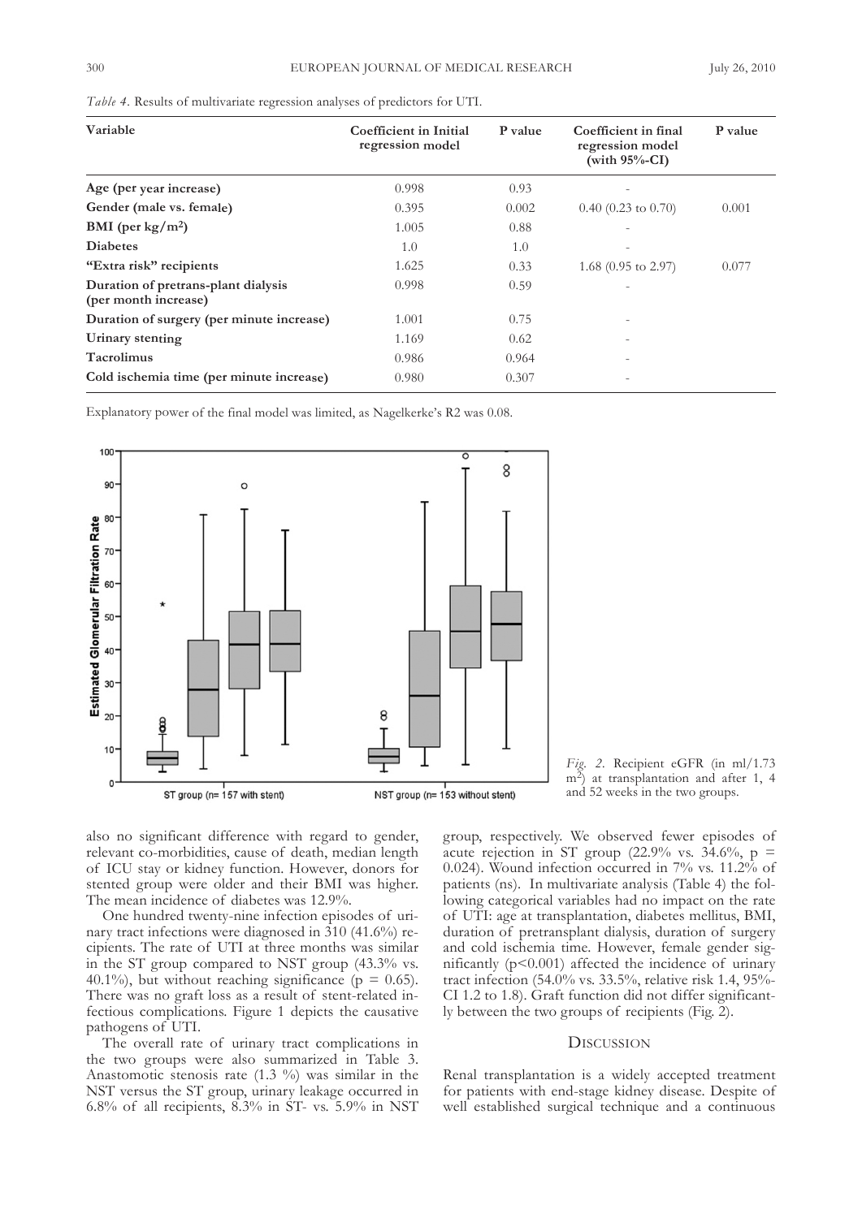*Table 4.* Results of multivariate regression analyses of predictors for UTI.

| Variable | Coefficient in Initial regression model | P value | Coefficient in final regression model (with 95%-CI) | P value |
|---|---|---|---|---|
| **Age (per year increase)** | 0.998 | 0.93 | - | |
| **Gender (male vs. female)** | 0.395 | 0.002 | 0.40 (0.23 to 0.70) | 0.001 |
| **BMI (per kg/m$^2$)** | 1.005 | 0.88 | - | |
| **Diabetes** | 1.0 | 1.0 | - | |
| **"Extra risk" recipients** | 1.625 | 0.33 | 1.68 (0.95 to 2.97) | 0.077 |
| **Duration of pretrans-plant dialysis (per month increase)** | 0.998 | 0.59 | - | |
| **Duration of surgery (per minute increase)** | 1.001 | 0.75 | - | |
| **Urinary stenting** | 1.169 | 0.62 | - | |
| **Tacrolimus** | 0.986 | 0.964 | - | |
| **Cold ischemia time (per minute increase)** | 0.980 | 0.307 | - | |

Explanatory power of the final model was limited, as Nagelkerke's R2 was 0.08.

*Fig. 2.* Recipient eGFR (in ml/1.73 m$^2$) at transplantation and after 1, 4 and 52 weeks in the two groups.

also no significant difference with regard to gender, relevant co-morbidities, cause of death, median length of ICU stay or kidney function. However, donors for stented group were older and their BMI was higher. The mean incidence of diabetes was 12.9%.

One hundred twenty-nine infection episodes of urinary tract infections were diagnosed in 310 (41.6%) recipients. The rate of UTI at three months was similar in the ST group compared to NST group (43.3% vs. 40.1%), but without reaching significance ($p = 0.65$). There was no graft loss as a result of stent-related infectious complications. Figure 1 depicts the causative pathogens of UTI.

The overall rate of urinary tract complications in the two groups were also summarized in Table 3. Anastomotic stenosis rate (1.3 %) was similar in the NST versus the ST group, urinary leakage occurred in 6.8% of all recipients, 8.3% in ST- vs. 5.9% in NST group, respectively. We observed fewer episodes of acute rejection in ST group (22.9% vs. 34.6%, $p = 0.024$). Wound infection occurred in 7% vs. 11.2% of patients (ns). In multivariate analysis (Table 4) the following categorical variables had no impact on the rate of UTI: age at transplantation, diabetes mellitus, BMI, duration of pretransplant dialysis, duration of surgery and cold ischemia time. However, female gender significantly ($p<0.001$) affected the incidence of urinary tract infection (54.0% vs. 33.5%, relative risk 1.4, 95%-CI 1.2 to 1.8). Graft function did not differ significantly between the two groups of recipients (Fig. 2).

## Discussion

Renal transplantation is a widely accepted treatment for patients with end-stage kidney disease. Despite of well established surgical technique and a continuous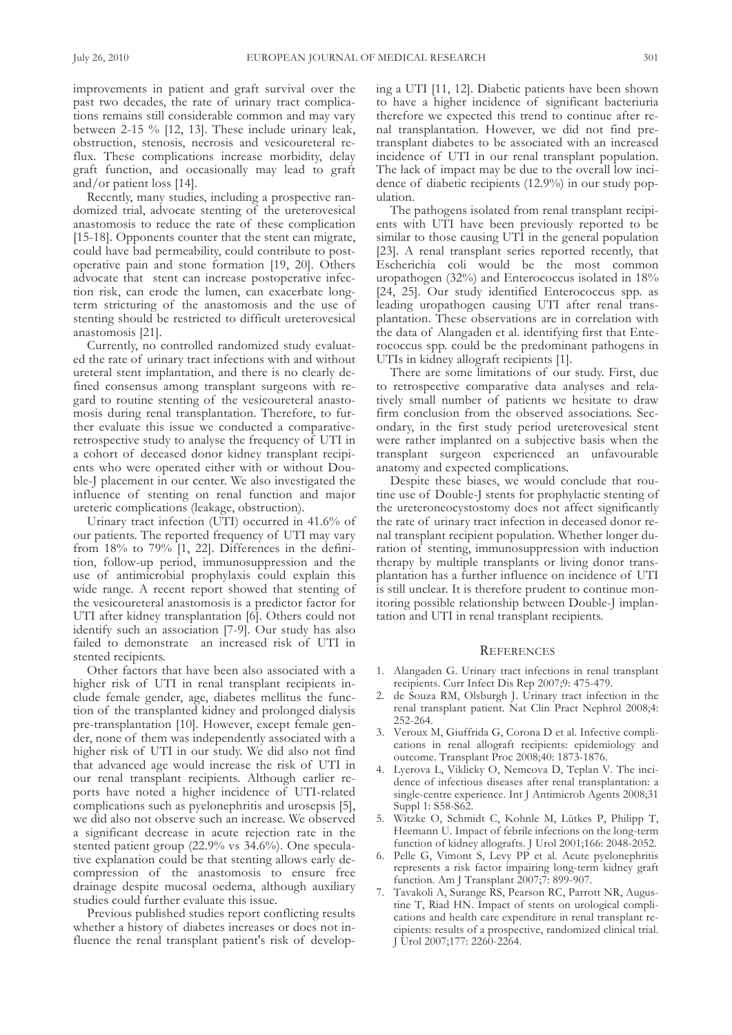improvements in patient and graft survival over the past two decades, the rate of urinary tract complications remains still considerable common and may vary between 2-15 % [12, 13]. These include urinary leak, obstruction, stenosis, necrosis and vesicoureteral reflux. These complications increase morbidity, delay graft function, and occasionally may lead to graft and/or patient loss [14].

Recently, many studies, including a prospective randomized trial, advocate stenting of the ureterovesical anastomosis to reduce the rate of these complication [15-18]. Opponents counter that the stent can migrate, could have bad permeability, could contribute to postoperative pain and stone formation [19, 20]. Others advocate that stent can increase postoperative infection risk, can erode the lumen, can exacerbate long-term stricturing of the anastomosis and the use of stenting should be restricted to difficult ureterovesical anastomosis [21].

Currently, no controlled randomized study evaluated the rate of urinary tract infections with and without ureteral stent implantation, and there is no clearly defined consensus among transplant surgeons with regard to routine stenting of the vesicoureteral anastomosis during renal transplantation. Therefore, to further evaluate this issue we conducted a comparative-retrospective study to analyse the frequency of UTI in a cohort of deceased donor kidney transplant recipients who were operated either with or without Double-J placement in our center. We also investigated the influence of stenting on renal function and major ureteric complications (leakage, obstruction).

Urinary tract infection (UTI) occurred in 41.6% of our patients. The reported frequency of UTI may vary from 18% to 79% [1, 22]. Differences in the definition, follow-up period, immunosuppression and the use of antimicrobial prophylaxis could explain this wide range. A recent report showed that stenting of the vesicoureteral anastomosis is a predictor factor for UTI after kidney transplantation [6]. Others could not identify such an association [7-9]. Our study has also failed to demonstrate an increased risk of UTI in stented recipients.

Other factors that have been also associated with a higher risk of UTI in renal transplant recipients include female gender, age, diabetes mellitus the function of the transplanted kidney and prolonged dialysis pre-transplantation [10]. However, except female gender, none of them was independently associated with a higher risk of UTI in our study. We did also not find that advanced age would increase the risk of UTI in our renal transplant recipients. Although earlier reports have noted a higher incidence of UTI-related complications such as pyelonephritis and urosepsis [5], we did also not observe such an increase. We observed a significant decrease in acute rejection rate in the stented patient group (22.9% vs 34.6%). One speculative explanation could be that stenting allows early decompression of the anastomosis to ensure free drainage despite mucosal oedema, although auxiliary studies could further evaluate this issue.

Previous published studies report conflicting results whether a history of diabetes increases or does not influence the renal transplant patient's risk of developing a UTI [11, 12]. Diabetic patients have been shown to have a higher incidence of significant bacteriuria therefore we expected this trend to continue after renal transplantation. However, we did not find pre-transplant diabetes to be associated with an increased incidence of UTI in our renal transplant population. The lack of impact may be due to the overall low incidence of diabetic recipients (12.9%) in our study population.

The pathogens isolated from renal transplant recipients with UTI have been previously reported to be similar to those causing UTI in the general population [23]. A renal transplant series reported recently, that Escherichia coli would be the most common uropathogen (32%) and Enterococcus isolated in 18% [24, 25]. Our study identified Enterococcus spp. as leading uropathogen causing UTI after renal transplantation. These observations are in correlation with the data of Alangaden et al. identifying first that Enterococcus spp. could be the predominant pathogens in UTIs in kidney allograft recipients [1].

There are some limitations of our study. First, due to retrospective comparative data analyses and relatively small number of patients we hesitate to draw firm conclusion from the observed associations. Secondary, in the first study period ureterovesical stent were rather implanted on a subjective basis when the transplant surgeon experienced an unfavourable anatomy and expected complications.

Despite these biases, we would conclude that routine use of Double-J stents for prophylactic stenting of the ureteroneocystostomy does not affect significantly the rate of urinary tract infection in deceased donor renal transplant recipient population. Whether longer duration of stenting, immunosuppression with induction therapy by multiple transplants or living donor transplantation has a further influence on incidence of UTI is still unclear. It is therefore prudent to continue monitoring possible relationship between Double-J implantation and UTI in renal transplant recipients.

## References

1. Alangaden G. Urinary tract infections in renal transplant recipients. Curr Infect Dis Rep 2007;9: 475-479.
2. de Souza RM, Olsburgh J. Urinary tract infection in the renal transplant patient. Nat Clin Pract Nephrol 2008;4: 252-264.
3. Veroux M, Giuffrida G, Corona D et al. Infective complications in renal allograft recipients: epidemiology and outcome. Transplant Proc 2008;40: 1873-1876.
4. Lyerova L, Viklicky O, Nemcova D, Teplan V. The incidence of infectious diseases after renal transplantation: a single-centre experience. Int J Antimicrob Agents 2008;31 Suppl 1: S58-S62.
5. Witzke O, Schmidt C, Kohnle M, Lütkes P, Philipp T, Heemann U. Impact of febrile infections on the long-term function of kidney allografts. J Urol 2001;166: 2048-2052.
6. Pelle G, Vimont S, Levy PP et al. Acute pyelonephritis represents a risk factor impairing long-term kidney graft function. Am J Transplant 2007;7: 899-907.
7. Tavakoli A, Surange RS, Pearson RC, Parrott NR, Augustine T, Riad HN. Impact of stents on urological complications and health care expenditure in renal transplant recipients: results of a prospective, randomized clinical trial. J Urol 2007;177: 2260-2264.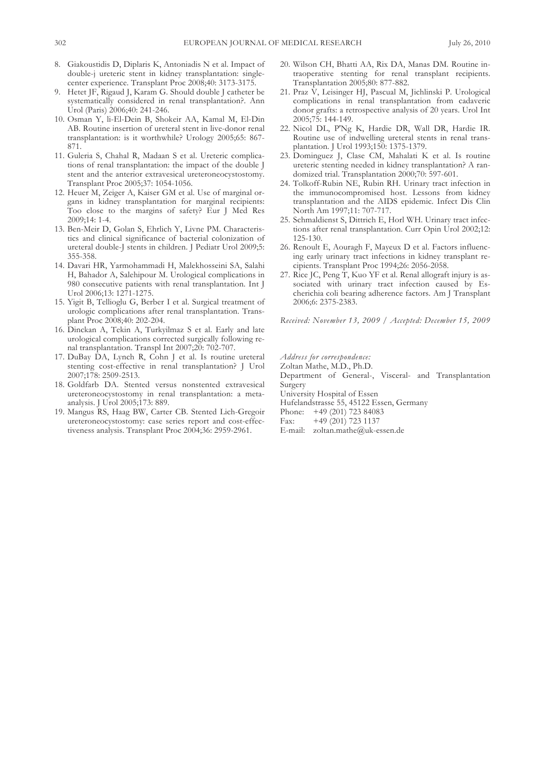8. Giakoustidis D, Diplaris K, Antoniadis N et al. Impact of double-j ureteric stent in kidney transplantation: single-center experience. Transplant Proc 2008;40: 3173-3175.
9. Hetet JF, Rigaud J, Karam G. Should double J catheter be systematically considered in renal transplantation?. Ann Urol (Paris) 2006;40: 241-246.
10. Osman Y, li-El-Dein B, Shokeir AA, Kamal M, El-Din AB. Routine insertion of ureteral stent in live-donor renal transplantation: is it worthwhile? Urology 2005;65: 867-871.
11. Guleria S, Chahal R, Madaan S et al. Ureteric complications of renal transplantation: the impact of the double J stent and the anterior extravesical ureteroneocystostomy. Transplant Proc 2005;37: 1054-1056.
12. Heuer M, Zeiger A, Kaiser GM et al. Use of marginal organs in kidney transplantation for marginal recipients: Too close to the margins of safety? Eur J Med Res 2009;14: 1-4.
13. Ben-Meir D, Golan S, Ehrlich Y, Livne PM. Characteristics and clinical significance of bacterial colonization of ureteral double-J stents in children. J Pediatr Urol 2009;5: 355-358.
14. Davari HR, Yarmohammadi H, Malekhosseini SA, Salahi H, Bahador A, Salehipour M. Urological complications in 980 consecutive patients with renal transplantation. Int J Urol 2006;13: 1271-1275.
15. Yigit B, Tellioglu G, Berber I et al. Surgical treatment of urologic complications after renal transplantation. Transplant Proc 2008;40: 202-204.
16. Dinckan A, Tekin A, Turkyilmaz S et al. Early and late urological complications corrected surgically following renal transplantation. Transpl Int 2007;20: 702-707.
17. DuBay DA, Lynch R, Cohn J et al. Is routine ureteral stenting cost-effective in renal transplantation? J Urol 2007;178: 2509-2513.
18. Goldfarb DA. Stented versus nonstented extravesical ureteroneocystostomy in renal transplantation: a meta-analysis. J Urol 2005;173: 889.
19. Mangus RS, Haag BW, Carter CB. Stented Lich-Gregoir ureteroneocystostomy: case series report and cost-effectiveness analysis. Transplant Proc 2004;36: 2959-2961.
20. Wilson CH, Bhatti AA, Rix DA, Manas DM. Routine intraoperative stenting for renal transplant recipients. Transplantation 2005;80: 877-882.
21. Praz V, Leisinger HJ, Pascual M, Jichlinski P. Urological complications in renal transplantation from cadaveric donor grafts: a retrospective analysis of 20 years. Urol Int 2005;75: 144-149.
22. Nicol DL, P'Ng K, Hardie DR, Wall DR, Hardie IR. Routine use of indwelling ureteral stents in renal transplantation. J Urol 1993;150: 1375-1379.
23. Dominguez J, Clase CM, Mahalati K et al. Is routine ureteric stenting needed in kidney transplantation? A randomized trial. Transplantation 2000;70: 597-601.
24. Tolkoff-Rubin NE, Rubin RH. Urinary tract infection in the immunocompromised host. Lessons from kidney transplantation and the AIDS epidemic. Infect Dis Clin North Am 1997;11: 707-717.
25. Schmaldienst S, Dittrich E, Horl WH. Urinary tract infections after renal transplantation. Curr Opin Urol 2002;12: 125-130.
26. Renoult E, Aouragh F, Mayeux D et al. Factors influencing early urinary tract infections in kidney transplant recipients. Transplant Proc 1994;26: 2056-2058.
27. Rice JC, Peng T, Kuo YF et al. Renal allograft injury is associated with urinary tract infection caused by Escherichia coli bearing adherence factors. Am J Transplant 2006;6: 2375-2383.

*Received: November 13, 2009 / Accepted: December 15, 2009*

*Address for correspondence:*
Zoltan Mathe, M.D., Ph.D.
Department of General-, Visceral- and Transplantation Surgery
University Hospital of Essen
Hufelandstrasse 55, 45122 Essen, Germany
Phone: +49 (201) 723 84083
Fax: +49 (201) 723 1137
E-mail: zoltan.mathe@uk-essen.de